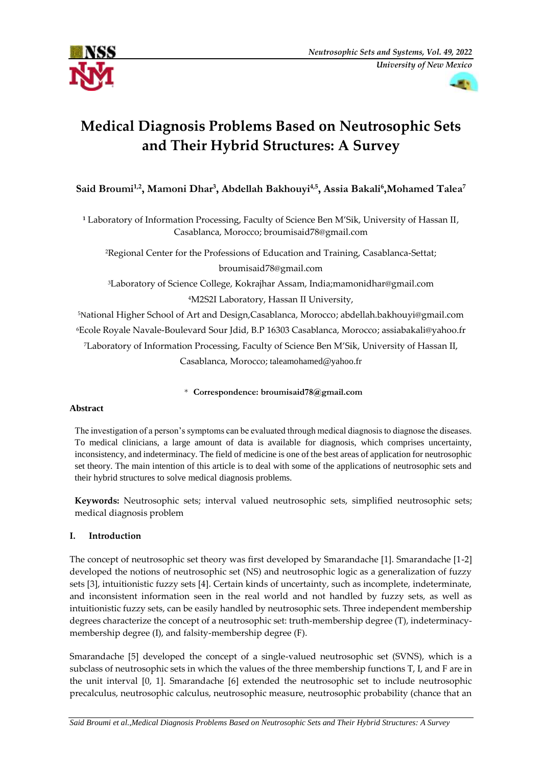# Medical Diagnosis Problems Based on Neutrosophic Sets and Their Hybrid Structures: A Survey

**Said Broumi[1,2], Mamoni Dhar[3], Abdellah Bakhouyi[4,5], Assia Bakali[6], Mohamed Talea[7]**

[1] Laboratory of Information Processing, Faculty of Science Ben M'Sik, University of Hassan II, Casablanca, Morocco; broumisaid78@gmail.com

[2]Regional Center for the Professions of Education and Training, Casablanca-Settat; broumisaid78@gmail.com

[3]Laboratory of Science College, Kokrajhar Assam, India;mamonidhar@gmail.com

[4]M2S2I Laboratory, Hassan II University,

[5]National Higher School of Art and Design,Casablanca, Morocco; abdellah.bakhouyi@gmail.com

[6]Ecole Royale Navale-Boulevard Sour Jdid, B.P 16303 Casablanca, Morocco; assiabakali@yahoo.fr

[7]Laboratory of Information Processing, Faculty of Science Ben M'Sik, University of Hassan II, Casablanca, Morocco; taleamohamed@yahoo.fr

\* **Correspondence: broumisaid78@gmail.com**

**Abstract**

The investigation of a person's symptoms can be evaluated through medical diagnosis to diagnose the diseases. To medical clinicians, a large amount of data is available for diagnosis, which comprises uncertainty, inconsistency, and indeterminacy. The field of medicine is one of the best areas of application for neutrosophic set theory. The main intention of this article is to deal with some of the applications of neutrosophic sets and their hybrid structures to solve medical diagnosis problems.

**Keywords:** Neutrosophic sets; interval valued neutrosophic sets, simplified neutrosophic sets; medical diagnosis problem

## I. Introduction

The concept of neutrosophic set theory was first developed by Smarandache [1]. Smarandache [1-2] developed the notions of neutrosophic set (NS) and neutrosophic logic as a generalization of fuzzy sets [3], intuitionistic fuzzy sets [4]. Certain kinds of uncertainty, such as incomplete, indeterminate, and inconsistent information seen in the real world and not handled by fuzzy sets, as well as intuitionistic fuzzy sets, can be easily handled by neutrosophic sets. Three independent membership degrees characterize the concept of a neutrosophic set: truth-membership degree (T), indeterminacy-membership degree (I), and falsity-membership degree (F).

Smarandache [5] developed the concept of a single-valued neutrosophic set (SVNS), which is a subclass of neutrosophic sets in which the values of the three membership functions T, I, and F are in the unit interval [0, 1]. Smarandache [6] extended the neutrosophic set to include neutrosophic precalculus, neutrosophic calculus, neutrosophic measure, neutrosophic probability (chance that an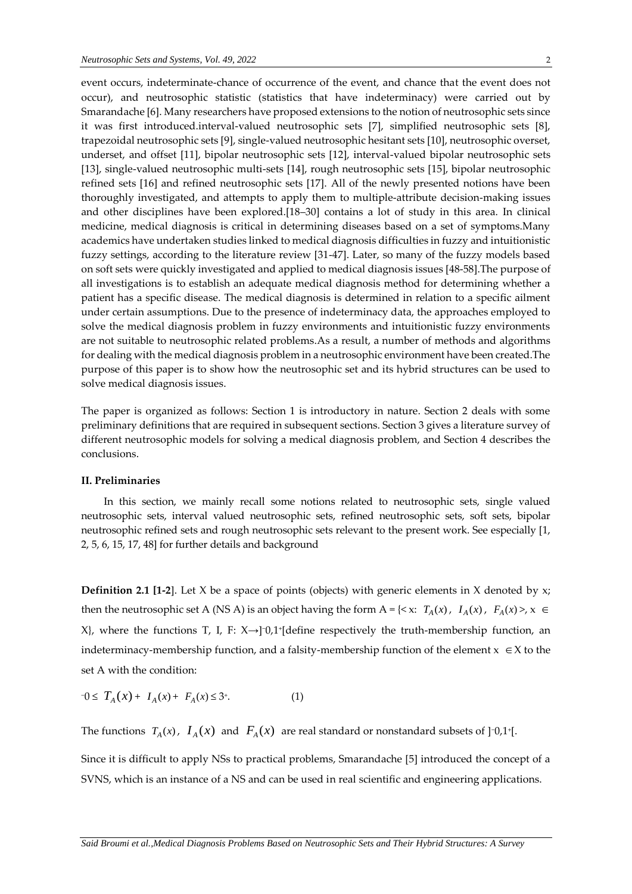event occurs, indeterminate-chance of occurrence of the event, and chance that the event does not occur), and neutrosophic statistic (statistics that have indeterminacy) were carried out by Smarandache [6]. Many researchers have proposed extensions to the notion of neutrosophic sets since it was first introduced.interval-valued neutrosophic sets [7], simplified neutrosophic sets [8], trapezoidal neutrosophic sets [9], single-valued neutrosophic hesitant sets [10], neutrosophic overset, underset, and offset [11], bipolar neutrosophic sets [12], interval-valued bipolar neutrosophic sets [13], single-valued neutrosophic multi-sets [14], rough neutrosophic sets [15], bipolar neutrosophic refined sets [16] and refined neutrosophic sets [17]. All of the newly presented notions have been thoroughly investigated, and attempts to apply them to multiple-attribute decision-making issues and other disciplines have been explored.[18–30] contains a lot of study in this area. In clinical medicine, medical diagnosis is critical in determining diseases based on a set of symptoms.Many academics have undertaken studies linked to medical diagnosis difficulties in fuzzy and intuitionistic fuzzy settings, according to the literature review [31-47]. Later, so many of the fuzzy models based on soft sets were quickly investigated and applied to medical diagnosis issues [48-58].The purpose of all investigations is to establish an adequate medical diagnosis method for determining whether a patient has a specific disease. The medical diagnosis is determined in relation to a specific ailment under certain assumptions. Due to the presence of indeterminacy data, the approaches employed to solve the medical diagnosis problem in fuzzy environments and intuitionistic fuzzy environments are not suitable to neutrosophic related problems.As a result, a number of methods and algorithms for dealing with the medical diagnosis problem in a neutrosophic environment have been created.The purpose of this paper is to show how the neutrosophic set and its hybrid structures can be used to solve medical diagnosis issues.

The paper is organized as follows: Section 1 is introductory in nature. Section 2 deals with some preliminary definitions that are required in subsequent sections. Section 3 gives a literature survey of different neutrosophic models for solving a medical diagnosis problem, and Section 4 describes the conclusions.

## II. Preliminaries

In this section, we mainly recall some notions related to neutrosophic sets, single valued neutrosophic sets, interval valued neutrosophic sets, refined neutrosophic sets, soft sets, bipolar neutrosophic refined sets and rough neutrosophic sets relevant to the present work. See especially [1, 2, 5, 6, 15, 17, 48] for further details and background

**Definition 2.1 [1-2]**. Let X be a space of points (objects) with generic elements in X denoted by x; then the neutrosophic set A (NS A) is an object having the form $A = \{< x: T_A(x), I_A(x), F_A(x) >, x \in X\}$, where the functions T, I, F: $X \rightarrow ]^{-}0,1^{+}[$ define respectively the truth-membership function, an indeterminacy-membership function, and a falsity-membership function of the element $x \in X$ to the set A with the condition:

$$^{-}0 \leq T_A(x) + I_A(x) + F_A(x) \leq 3^{+}. \qquad (1)$$

The functions $T_A(x)$, $I_A(x)$ and $F_A(x)$ are real standard or nonstandard subsets of $]^{-}0,1^{+}[$.

Since it is difficult to apply NSs to practical problems, Smarandache [5] introduced the concept of a SVNS, which is an instance of a NS and can be used in real scientific and engineering applications.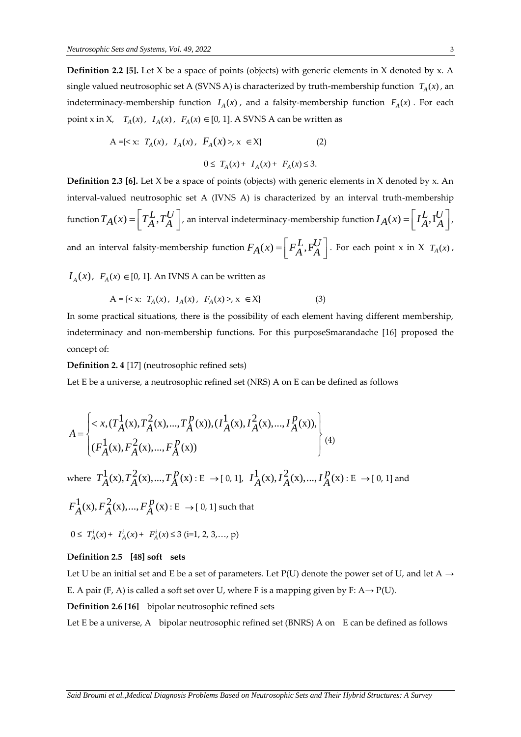**Definition 2.2 [5].** Let X be a space of points (objects) with generic elements in X denoted by x. A single valued neutrosophic set A (SVNS A) is characterized by truth-membership function $T_A(x)$, an indeterminacy-membership function $I_A(x)$, and a falsity-membership function $F_A(x)$. For each point x in X, $T_A(x)$, $I_A(x)$, $F_A(x) \in [0, 1]$. A SVNS A can be written as

$$A = \{< x: T_A(x),\ I_A(x),\ F_A(x) >,\ x \in X\} \qquad (2)$$

$$0 \le T_A(x) + I_A(x) + F_A(x) \le 3.$$

**Definition 2.3 [6].** Let X be a space of points (objects) with generic elements in X denoted by x. An interval-valued neutrosophic set A (IVNS A) is characterized by an interval truth-membership function $T_A(x) = \left[ T_A^L, T_A^U \right]$, an interval indeterminacy-membership function $I_A(x) = \left[ I_A^L, I_A^U \right]$, and an interval falsity-membership function $F_A(x) = \left[ F_A^L, F_A^U \right]$. For each point x in X $T_A(x)$, $I_A(x)$, $F_A(x) \in [0, 1]$. An IVNS A can be written as

$$A = \{< x: T_A(x),\ I_A(x),\ F_A(x) >,\ x \in X\} \qquad (3)$$

In some practical situations, there is the possibility of each element having different membership, indeterminacy and non-membership functions. For this purposeSmarandache [16] proposed the concept of:

**Definition 2. 4** [17] (neutrosophic refined sets)

Let E be a universe, a neutrosophic refined set (NRS) A on E can be defined as follows

$$A = \left\{ \begin{matrix} < x, (T_A^1(x), T_A^2(x), ..., T_A^p(x)), (I_A^1(x), I_A^2(x), ..., I_A^p(x)), \\ (F_A^1(x), F_A^2(x), ..., F_A^p(x)) \end{matrix} \right\} \qquad (4)$$

where $T_A^1(x), T_A^2(x), ..., T_A^p(x) : E \to [0, 1]$, $I_A^1(x), I_A^2(x), ..., I_A^p(x) : E \to [0, 1]$ and $F_A^1(x), F_A^2(x), ..., F_A^p(x) : E \to [0, 1]$ such that

$0 \le T_A^i(x) + I_A^i(x) + F_A^i(x) \le 3$ (i=1, 2, 3,…, p)

**Definition 2.5 [48] soft sets**

Let U be an initial set and E be a set of parameters. Let P(U) denote the power set of U, and let A → E. A pair (F, A) is called a soft set over U, where F is a mapping given by F: A→ P(U).

**Definition 2.6 [16]** bipolar neutrosophic refined sets

Let E be a universe, A bipolar neutrosophic refined set (BNRS) A on E can be defined as follows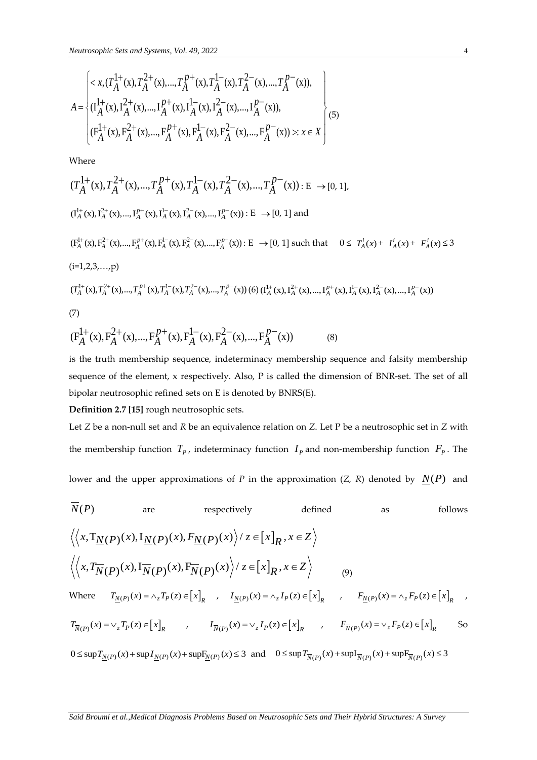$$A = \left\{ \begin{array}{l} < x, (T_A^{1+}(x), T_A^{2+}(x), ..., T_A^{p+}(x), T_A^{1-}(x), T_A^{2-}(x), ..., T_A^{p-}(x)), \\ (I_A^{1+}(x), I_A^{2+}(x), ..., I_A^{p+}(x), I_A^{1-}(x), I_A^{2-}(x), ..., I_A^{p-}(x)), \\ (F_A^{1+}(x), F_A^{2+}(x), ..., F_A^{p+}(x), F_A^{1-}(x), F_A^{2-}(x), ..., F_A^{p-}(x)) >: x \in X \end{array} \right\} \quad (5)$$

Where

$(T_A^{1+}(x), T_A^{2+}(x), ..., T_A^{p+}(x), T_A^{1-}(x), T_A^{2-}(x), ..., T_A^{p-}(x)) : E \rightarrow [0, 1]$,

$(I_A^{1+}(x), I_A^{2+}(x), ..., I_A^{p+}(x), I_A^{1-}(x), I_A^{2-}(x), ..., I_A^{p-}(x)) : E \rightarrow [0, 1]$ and

$(F_A^{1+}(x), F_A^{2+}(x), ..., F_A^{p+}(x), F_A^{1-}(x), F_A^{2-}(x), ..., F_A^{p-}(x)) : E \rightarrow [0, 1]$ such that $0 \le T_A^i(x) + I_A^i(x) + F_A^i(x) \le 3$

(i=1,2,3,…,p)

$(T_A^{1+}(x), T_A^{2+}(x), ..., T_A^{p+}(x), T_A^{1-}(x), T_A^{2-}(x), ..., T_A^{p-}(x))$ (6) $(I_A^{1+}(x), I_A^{2+}(x), ..., I_A^{p+}(x), I_A^{1-}(x), I_A^{2-}(x), ..., I_A^{p-}(x))$

(7)

$$(F_A^{1+}(x), F_A^{2+}(x), ..., F_A^{p+}(x), F_A^{1-}(x), F_A^{2-}(x), ..., F_A^{p-}(x)) \quad (8)$$

is the truth membership sequence, indeterminacy membership sequence and falsity membership sequence of the element, x respectively. Also, P is called the dimension of BNR-set. The set of all bipolar neutrosophic refined sets on E is denoted by BNRS(E).

**Definition 2.7 [15]** rough neutrosophic sets.

Let *Z* be a non-null set and *R* be an equivalence relation on *Z*. Let P be a neutrosophic set in *Z* with the membership function $T_P$, indeterminacy function $I_P$ and non-membership function $F_P$. The lower and the upper approximations of *P* in the approximation (*Z, R*) denoted by $\underline{N}(P)$ and $\overline{N}(P)$ are respectively defined as follows

$$\left\langle \left\langle x, T_{\underline{N}(P)}(x), I_{\underline{N}(P)}(x), F_{\underline{N}(P)}(x) \right\rangle / z \in [x]_R, x \in Z \right\rangle$$

$$\left\langle \left\langle x, T_{\overline{N}(P)}(x), I_{\overline{N}(P)}(x), F_{\overline{N}(P)}(x) \right\rangle / z \in [x]_R, x \in Z \right\rangle \quad (9)$$

Where $T_{\underline{N}(P)}(x) = \wedge_z T_P(z) \in [x]_R$ , $I_{\underline{N}(P)}(x) = \wedge_z I_P(z) \in [x]_R$ , $F_{\underline{N}(P)}(x) = \wedge_z F_P(z) \in [x]_R$ ,

$T_{\overline{N}(P)}(x) = \vee_z T_P(z) \in [x]_R$ , $I_{\overline{N}(P)}(x) = \vee_z I_P(z) \in [x]_R$ , $F_{\overline{N}(P)}(x) = \vee_z F_P(z) \in [x]_R$ So

$0 \le \sup T_{\underline{N}(P)}(x) + \sup I_{\underline{N}(P)}(x) + \sup F_{\underline{N}(P)}(x) \le 3$ and $0 \le \sup T_{\overline{N}(P)}(x) + \sup I_{\overline{N}(P)}(x) + \sup F_{\overline{N}(P)}(x) \le 3$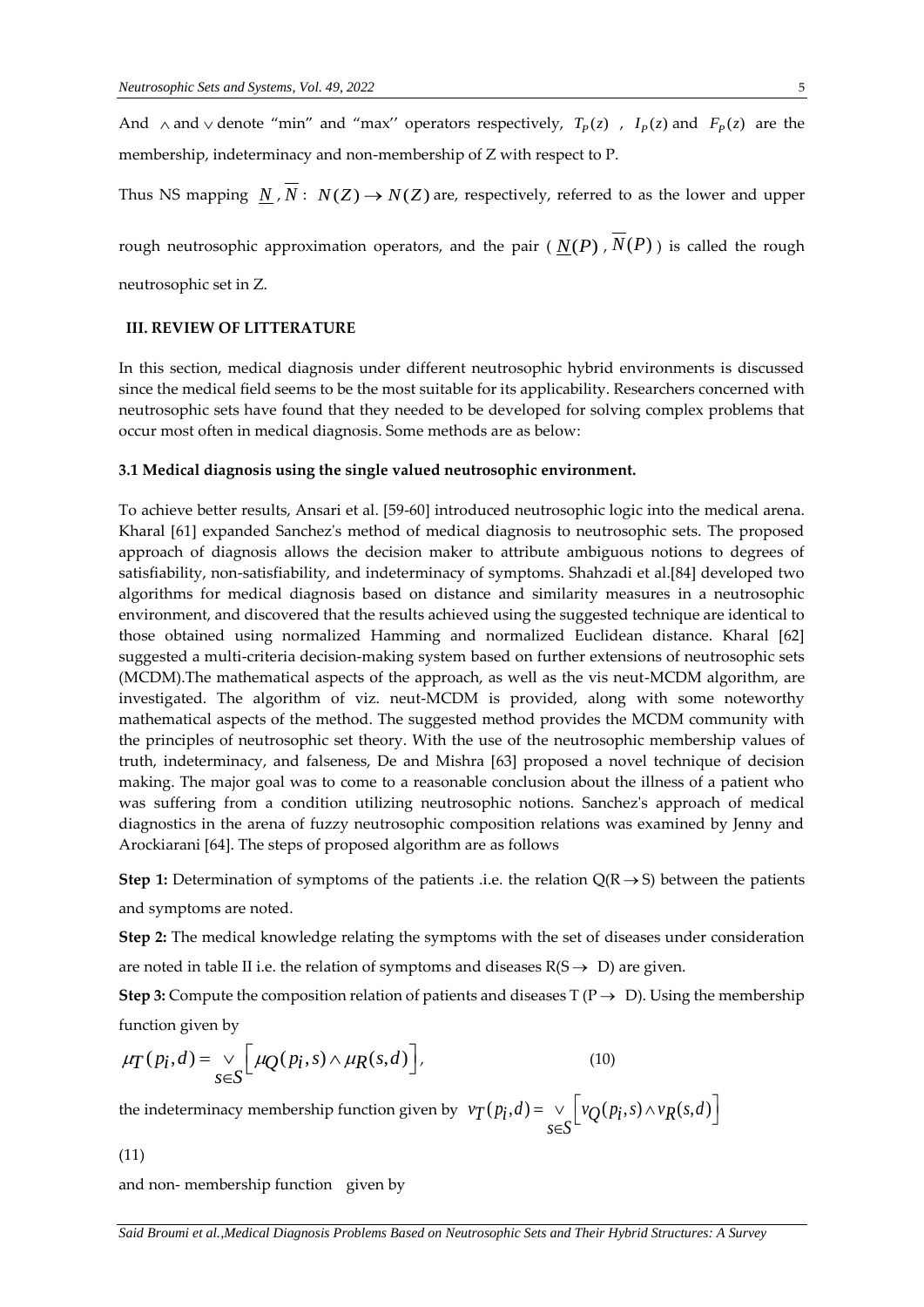And $\wedge$ and $\vee$ denote "min" and "max'' operators respectively, $T_P(z)$ , $I_P(z)$ and $F_P(z)$ are the membership, indeterminacy and non-membership of Z with respect to P.

Thus NS mapping $\underline{N}$ , $\overline{N}$ : $N(Z) \rightarrow N(Z)$ are, respectively, referred to as the lower and upper rough neutrosophic approximation operators, and the pair ( $\underline{N}(P)$ , $\overline{N}(P)$ ) is called the rough neutrosophic set in Z.

## III. REVIEW OF LITTERATURE

In this section, medical diagnosis under different neutrosophic hybrid environments is discussed since the medical field seems to be the most suitable for its applicability. Researchers concerned with neutrosophic sets have found that they needed to be developed for solving complex problems that occur most often in medical diagnosis. Some methods are as below:

### 3.1 Medical diagnosis using the single valued neutrosophic environment.

To achieve better results, Ansari et al. [59-60] introduced neutrosophic logic into the medical arena. Kharal [61] expanded Sanchez's method of medical diagnosis to neutrosophic sets. The proposed approach of diagnosis allows the decision maker to attribute ambiguous notions to degrees of satisfiability, non-satisfiability, and indeterminacy of symptoms. Shahzadi et al.[84] developed two algorithms for medical diagnosis based on distance and similarity measures in a neutrosophic environment, and discovered that the results achieved using the suggested technique are identical to those obtained using normalized Hamming and normalized Euclidean distance. Kharal [62] suggested a multi-criteria decision-making system based on further extensions of neutrosophic sets (MCDM).The mathematical aspects of the approach, as well as the vis neut-MCDM algorithm, are investigated. The algorithm of viz. neut-MCDM is provided, along with some noteworthy mathematical aspects of the method. The suggested method provides the MCDM community with the principles of neutrosophic set theory. With the use of the neutrosophic membership values of truth, indeterminacy, and falseness, De and Mishra [63] proposed a novel technique of decision making. The major goal was to come to a reasonable conclusion about the illness of a patient who was suffering from a condition utilizing neutrosophic notions. Sanchez's approach of medical diagnostics in the arena of fuzzy neutrosophic composition relations was examined by Jenny and Arockiarani [64]. The steps of proposed algorithm are as follows

**Step 1:** Determination of symptoms of the patients .i.e. the relation Q(R $\rightarrow$ S) between the patients and symptoms are noted.

**Step 2:** The medical knowledge relating the symptoms with the set of diseases under consideration are noted in table II i.e. the relation of symptoms and diseases R(S $\rightarrow$ D) are given.

**Step 3:** Compute the composition relation of patients and diseases T (P $\rightarrow$ D). Using the membership function given by

$$\mu_T(p_i,d) = \underset{s \in S}{\vee}\left[\mu_Q(p_i,s) \wedge \mu_R(s,d)\right], \tag{10}$$

the indeterminacy membership function given by $v_T(p_i,d) = \underset{s \in S}{\vee}\left[v_Q(p_i,s) \wedge v_R(s,d)\right]$

(11)

and non- membership function given by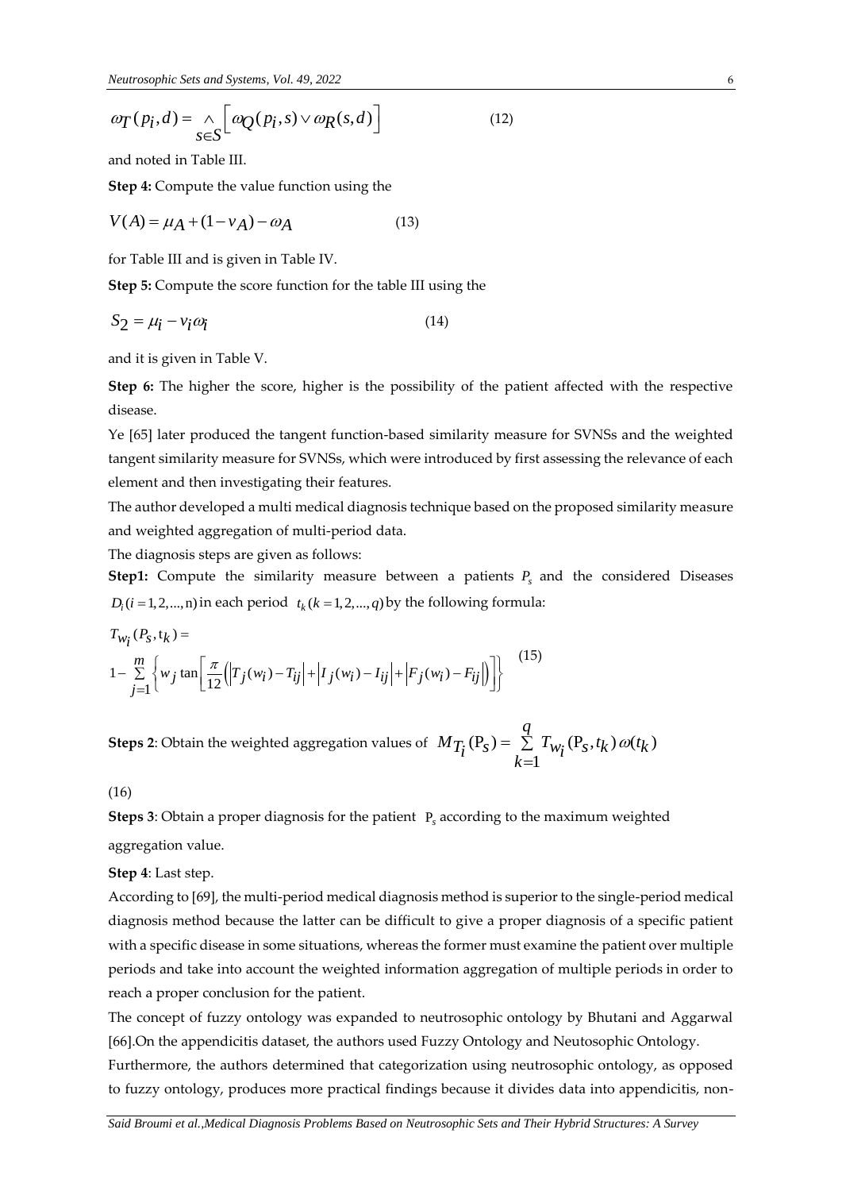$$\omega_T(p_i, d) = \underset{s \in S}{\wedge} \left[ \omega_Q(p_i, s) \vee \omega_R(s, d) \right] \tag{12}$$

and noted in Table III.

**Step 4:** Compute the value function using the

$$V(A) = \mu_A + (1 - \nu_A) - \omega_A \tag{13}$$

for Table III and is given in Table IV.

**Step 5:** Compute the score function for the table III using the

$$S_2 = \mu_i - \nu_i \omega_i \tag{14}$$

and it is given in Table V.

**Step 6:** The higher the score, higher is the possibility of the patient affected with the respective disease.

Ye [65] later produced the tangent function-based similarity measure for SVNSs and the weighted tangent similarity measure for SVNSs, which were introduced by first assessing the relevance of each element and then investigating their features.

The author developed a multi medical diagnosis technique based on the proposed similarity measure and weighted aggregation of multi-period data.

The diagnosis steps are given as follows:

**Step1:** Compute the similarity measure between a patients $P_s$ and the considered Diseases $D_i (i = 1, 2, ..., n)$ in each period $t_k (k = 1, 2, ..., q)$ by the following formula:

$$T_{w_i}(P_S, t_k) = 1 - \sum_{j=1}^{m} \left\{ w_j \tan\left[ \frac{\pi}{12} \left( \left| T_j(w_i) - T_{ij} \right| + \left| I_j(w_i) - I_{ij} \right| + \left| F_j(w_i) - F_{ij} \right| \right) \right] \right\} \tag{15}$$

**Steps 2**: Obtain the weighted aggregation values of $M_{T_i}(P_S) = \sum_{k=1}^{q} T_{w_i}(P_S, t_k)\,\omega(t_k)$

(16)

**Steps 3**: Obtain a proper diagnosis for the patient $P_s$ according to the maximum weighted aggregation value.

**Step 4**: Last step.

According to [69], the multi-period medical diagnosis method is superior to the single-period medical diagnosis method because the latter can be difficult to give a proper diagnosis of a specific patient with a specific disease in some situations, whereas the former must examine the patient over multiple periods and take into account the weighted information aggregation of multiple periods in order to reach a proper conclusion for the patient.

The concept of fuzzy ontology was expanded to neutrosophic ontology by Bhutani and Aggarwal [66].On the appendicitis dataset, the authors used Fuzzy Ontology and Neutosophic Ontology.

Furthermore, the authors determined that categorization using neutrosophic ontology, as opposed to fuzzy ontology, produces more practical findings because it divides data into appendicitis, non-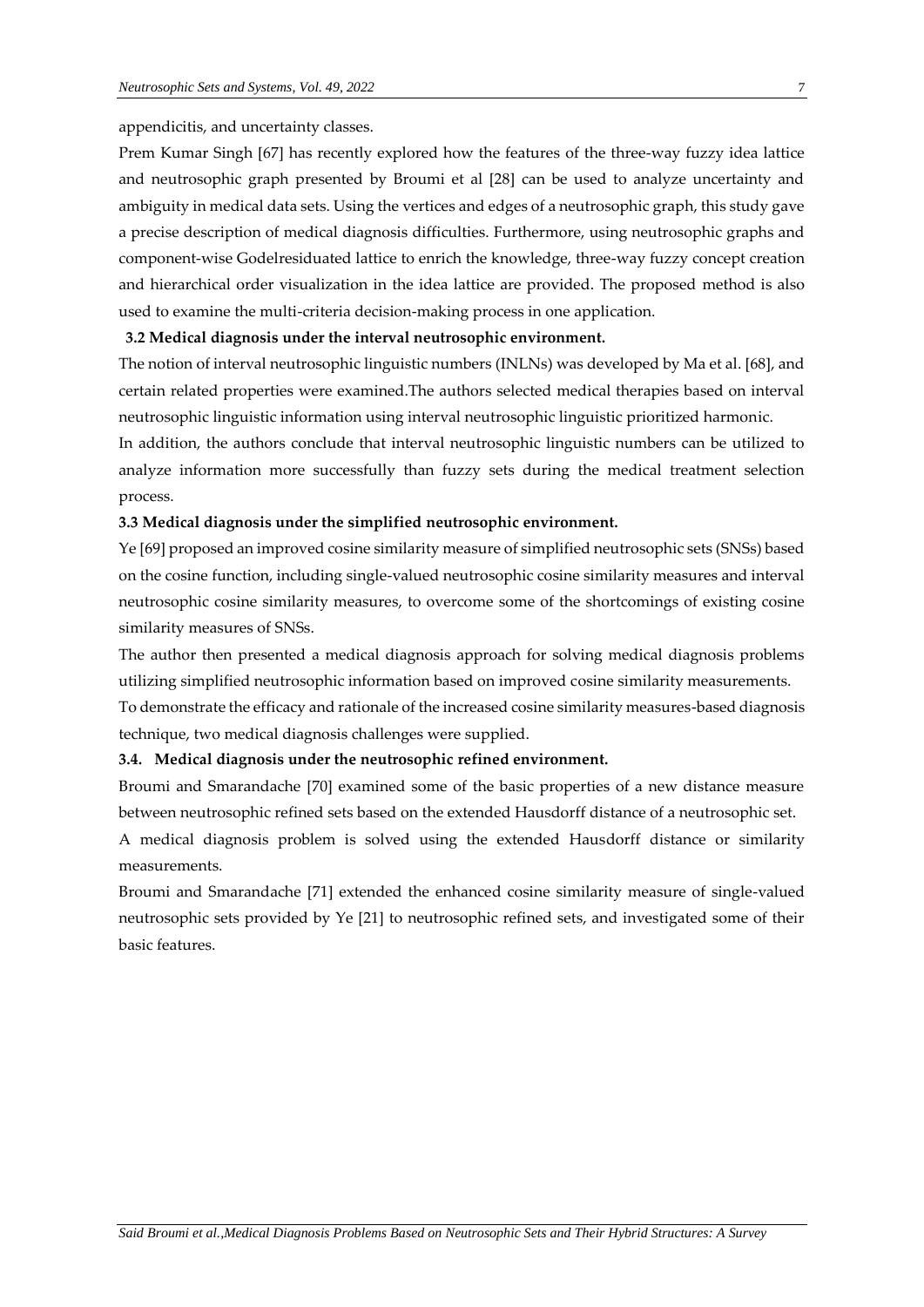appendicitis, and uncertainty classes.

Prem Kumar Singh [67] has recently explored how the features of the three-way fuzzy idea lattice and neutrosophic graph presented by Broumi et al [28] can be used to analyze uncertainty and ambiguity in medical data sets. Using the vertices and edges of a neutrosophic graph, this study gave a precise description of medical diagnosis difficulties. Furthermore, using neutrosophic graphs and component-wise Godelresiduated lattice to enrich the knowledge, three-way fuzzy concept creation and hierarchical order visualization in the idea lattice are provided. The proposed method is also used to examine the multi-criteria decision-making process in one application.

### 3.2 Medical diagnosis under the interval neutrosophic environment.

The notion of interval neutrosophic linguistic numbers (INLNs) was developed by Ma et al. [68], and certain related properties were examined.The authors selected medical therapies based on interval neutrosophic linguistic information using interval neutrosophic linguistic prioritized harmonic.

In addition, the authors conclude that interval neutrosophic linguistic numbers can be utilized to analyze information more successfully than fuzzy sets during the medical treatment selection process.

### 3.3 Medical diagnosis under the simplified neutrosophic environment.

Ye [69] proposed an improved cosine similarity measure of simplified neutrosophic sets (SNSs) based on the cosine function, including single-valued neutrosophic cosine similarity measures and interval neutrosophic cosine similarity measures, to overcome some of the shortcomings of existing cosine similarity measures of SNSs.

The author then presented a medical diagnosis approach for solving medical diagnosis problems utilizing simplified neutrosophic information based on improved cosine similarity measurements.

To demonstrate the efficacy and rationale of the increased cosine similarity measures-based diagnosis technique, two medical diagnosis challenges were supplied.

### 3.4. Medical diagnosis under the neutrosophic refined environment.

Broumi and Smarandache [70] examined some of the basic properties of a new distance measure between neutrosophic refined sets based on the extended Hausdorff distance of a neutrosophic set.

A medical diagnosis problem is solved using the extended Hausdorff distance or similarity measurements.

Broumi and Smarandache [71] extended the enhanced cosine similarity measure of single-valued neutrosophic sets provided by Ye [21] to neutrosophic refined sets, and investigated some of their basic features.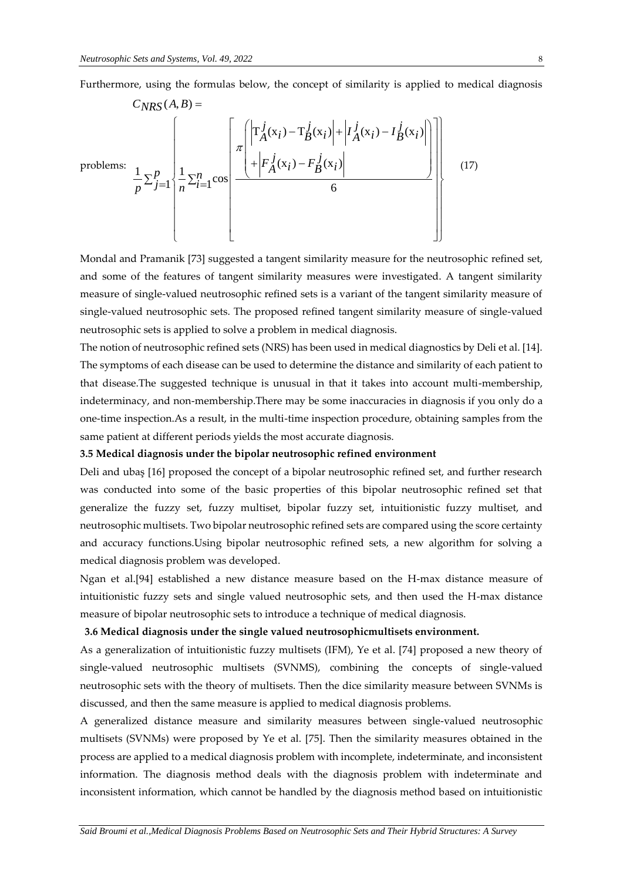Furthermore, using the formulas below, the concept of similarity is applied to medical diagnosis problems:

$$C_{NRS}(A,B) = \frac{1}{p}\sum_{j=1}^{p}\left\{\frac{1}{n}\sum_{i=1}^{n}\cos\left[\frac{\pi\left(\left|T_A^j(x_i)-T_B^j(x_i)\right|+\left|I_A^j(x_i)-I_B^j(x_i)\right|+\left|F_A^j(x_i)-F_B^j(x_i)\right|\right)}{6}\right]\right\} \quad (17)$$

Mondal and Pramanik [73] suggested a tangent similarity measure for the neutrosophic refined set, and some of the features of tangent similarity measures were investigated. A tangent similarity measure of single-valued neutrosophic refined sets is a variant of the tangent similarity measure of single-valued neutrosophic sets. The proposed refined tangent similarity measure of single-valued neutrosophic sets is applied to solve a problem in medical diagnosis.

The notion of neutrosophic refined sets (NRS) has been used in medical diagnostics by Deli et al. [14]. The symptoms of each disease can be used to determine the distance and similarity of each patient to that disease.The suggested technique is unusual in that it takes into account multi-membership, indeterminacy, and non-membership.There may be some inaccuracies in diagnosis if you only do a one-time inspection.As a result, in the multi-time inspection procedure, obtaining samples from the same patient at different periods yields the most accurate diagnosis.

**3.5 Medical diagnosis under the bipolar neutrosophic refined environment**

Deli and ubaş [16] proposed the concept of a bipolar neutrosophic refined set, and further research was conducted into some of the basic properties of this bipolar neutrosophic refined set that generalize the fuzzy set, fuzzy multiset, bipolar fuzzy set, intuitionistic fuzzy multiset, and neutrosophic multisets. Two bipolar neutrosophic refined sets are compared using the score certainty and accuracy functions.Using bipolar neutrosophic refined sets, a new algorithm for solving a medical diagnosis problem was developed.

Ngan et al.[94] established a new distance measure based on the H-max distance measure of intuitionistic fuzzy sets and single valued neutrosophic sets, and then used the H-max distance measure of bipolar neutrosophic sets to introduce a technique of medical diagnosis.

**3.6 Medical diagnosis under the single valued neutrosophicmultisets environment.**

As a generalization of intuitionistic fuzzy multisets (IFM), Ye et al. [74] proposed a new theory of single-valued neutrosophic multisets (SVNMS), combining the concepts of single-valued neutrosophic sets with the theory of multisets. Then the dice similarity measure between SVNMs is discussed, and then the same measure is applied to medical diagnosis problems.

A generalized distance measure and similarity measures between single-valued neutrosophic multisets (SVNMs) were proposed by Ye et al. [75]. Then the similarity measures obtained in the process are applied to a medical diagnosis problem with incomplete, indeterminate, and inconsistent information. The diagnosis method deals with the diagnosis problem with indeterminate and inconsistent information, which cannot be handled by the diagnosis method based on intuitionistic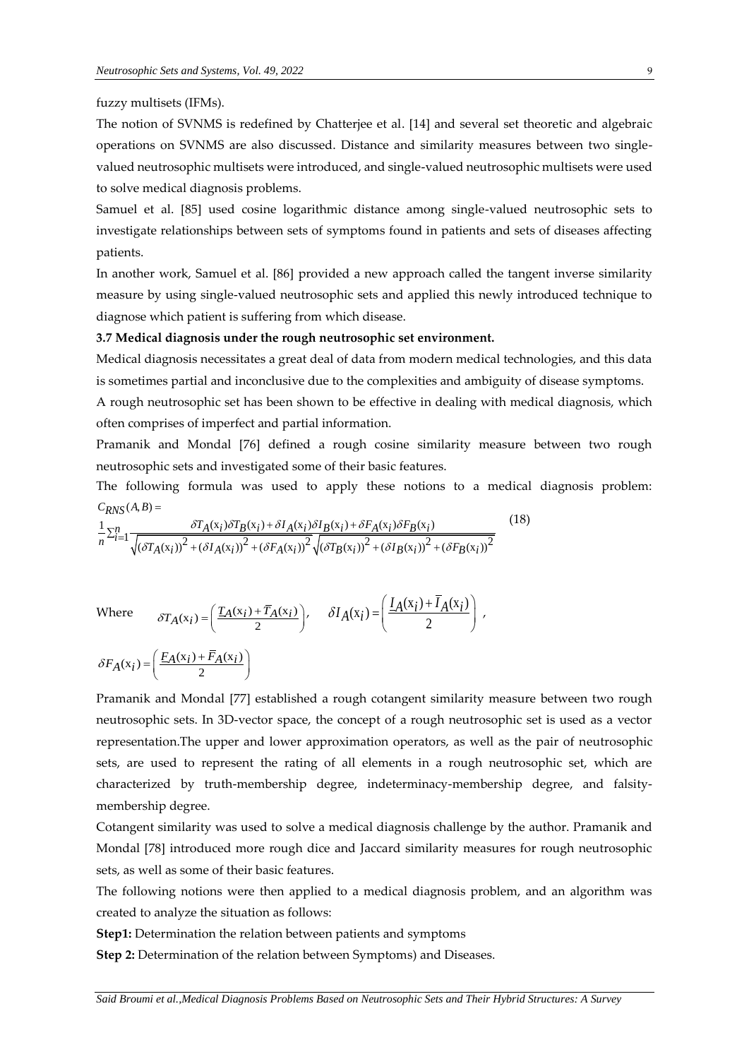fuzzy multisets (IFMs).

The notion of SVNMS is redefined by Chatterjee et al. [14] and several set theoretic and algebraic operations on SVNMS are also discussed. Distance and similarity measures between two single-valued neutrosophic multisets were introduced, and single-valued neutrosophic multisets were used to solve medical diagnosis problems.

Samuel et al. [85] used cosine logarithmic distance among single-valued neutrosophic sets to investigate relationships between sets of symptoms found in patients and sets of diseases affecting patients.

In another work, Samuel et al. [86] provided a new approach called the tangent inverse similarity measure by using single-valued neutrosophic sets and applied this newly introduced technique to diagnose which patient is suffering from which disease.

**3.7 Medical diagnosis under the rough neutrosophic set environment.**

Medical diagnosis necessitates a great deal of data from modern medical technologies, and this data is sometimes partial and inconclusive due to the complexities and ambiguity of disease symptoms.

A rough neutrosophic set has been shown to be effective in dealing with medical diagnosis, which often comprises of imperfect and partial information.

Pramanik and Mondal [76] defined a rough cosine similarity measure between two rough neutrosophic sets and investigated some of their basic features.

The following formula was used to apply these notions to a medical diagnosis problem:

$$C_{RNS}(A,B) = \frac{1}{n}\sum_{i=1}^{n}\frac{\delta T_A(x_i)\delta T_B(x_i)+\delta I_A(x_i)\delta I_B(x_i)+\delta F_A(x_i)\delta F_B(x_i)}{\sqrt{(\delta T_A(x_i))^2+(\delta I_A(x_i))^2+(\delta F_A(x_i))^2}\sqrt{(\delta T_B(x_i))^2+(\delta I_B(x_i))^2+(\delta F_B(x_i))^2}} \tag{18}$$

Where $\delta T_A(x_i)=\left(\frac{\underline{T}_A(x_i)+\overline{T}_A(x_i)}{2}\right)$, $\delta I_A(x_i)=\left(\frac{\underline{I}_A(x_i)+\overline{I}_A(x_i)}{2}\right)$,

$\delta F_A(x_i)=\left(\frac{\underline{F}_A(x_i)+\overline{F}_A(x_i)}{2}\right)$

Pramanik and Mondal [77] established a rough cotangent similarity measure between two rough neutrosophic sets. In 3D-vector space, the concept of a rough neutrosophic set is used as a vector representation.The upper and lower approximation operators, as well as the pair of neutrosophic sets, are used to represent the rating of all elements in a rough neutrosophic set, which are characterized by truth-membership degree, indeterminacy-membership degree, and falsity-membership degree.

Cotangent similarity was used to solve a medical diagnosis challenge by the author. Pramanik and Mondal [78] introduced more rough dice and Jaccard similarity measures for rough neutrosophic sets, as well as some of their basic features.

The following notions were then applied to a medical diagnosis problem, and an algorithm was created to analyze the situation as follows:

**Step1:** Determination the relation between patients and symptoms

**Step 2:** Determination of the relation between Symptoms) and Diseases.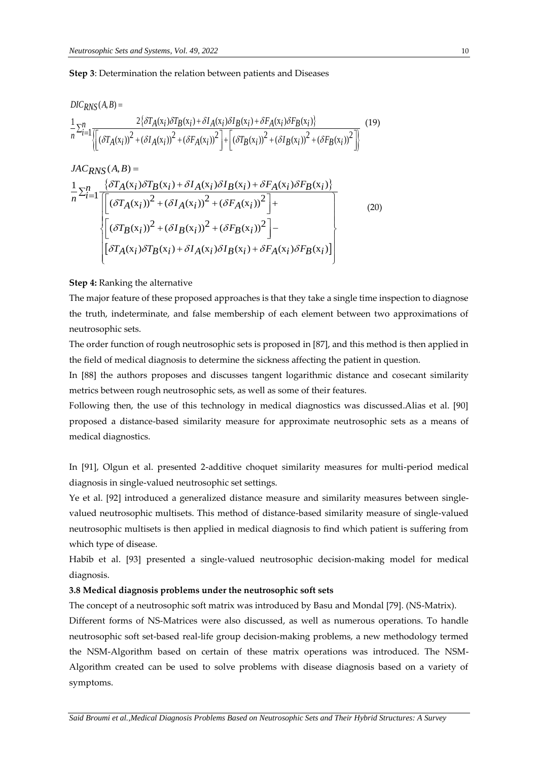**Step 3**: Determination the relation between patients and Diseases

$$DIC_{RNS}(A,B) = \frac{1}{n}\sum_{i=1}^{n} \frac{2\{\delta T_A(x_i)\delta T_B(x_i) + \delta I_A(x_i)\delta I_B(x_i) + \delta F_A(x_i)\delta F_B(x_i)\}}{\left\{\left[(\delta T_A(x_i))^2 + (\delta I_A(x_i))^2 + (\delta F_A(x_i))^2\right] + \left[(\delta T_B(x_i))^2 + (\delta I_B(x_i))^2 + (\delta F_B(x_i))^2\right]\right\}} \quad (19)$$

$$JAC_{RNS}(A,B) = \frac{1}{n}\sum_{i=1}^{n} \frac{\{\delta T_A(x_i)\delta T_B(x_i) + \delta I_A(x_i)\delta I_B(x_i) + \delta F_A(x_i)\delta F_B(x_i)\}}{\left\{\begin{array}{l}\left[(\delta T_A(x_i))^2 + (\delta I_A(x_i))^2 + (\delta F_A(x_i))^2\right] + \\ \left[(\delta T_B(x_i))^2 + (\delta I_B(x_i))^2 + (\delta F_B(x_i))^2\right] - \\ \left[\delta T_A(x_i)\delta T_B(x_i) + \delta I_A(x_i)\delta I_B(x_i) + \delta F_A(x_i)\delta F_B(x_i)\right]\end{array}\right\}} \quad (20)$$

**Step 4:** Ranking the alternative

The major feature of these proposed approaches is that they take a single time inspection to diagnose the truth, indeterminate, and false membership of each element between two approximations of neutrosophic sets.

The order function of rough neutrosophic sets is proposed in [87], and this method is then applied in the field of medical diagnosis to determine the sickness affecting the patient in question.

In [88] the authors proposes and discusses tangent logarithmic distance and cosecant similarity metrics between rough neutrosophic sets, as well as some of their features.

Following then, the use of this technology in medical diagnostics was discussed.Alias et al. [90] proposed a distance-based similarity measure for approximate neutrosophic sets as a means of medical diagnostics.

In [91], Olgun et al. presented 2-additive choquet similarity measures for multi-period medical diagnosis in single-valued neutrosophic set settings.

Ye et al. [92] introduced a generalized distance measure and similarity measures between single-valued neutrosophic multisets. This method of distance-based similarity measure of single-valued neutrosophic multisets is then applied in medical diagnosis to find which patient is suffering from which type of disease.

Habib et al. [93] presented a single-valued neutrosophic decision-making model for medical diagnosis.

**3.8 Medical diagnosis problems under the neutrosophic soft sets**

The concept of a neutrosophic soft matrix was introduced by Basu and Mondal [79]. (NS-Matrix).

Different forms of NS-Matrices were also discussed, as well as numerous operations. To handle neutrosophic soft set-based real-life group decision-making problems, a new methodology termed the NSM-Algorithm based on certain of these matrix operations was introduced. The NSM-Algorithm created can be used to solve problems with disease diagnosis based on a variety of symptoms.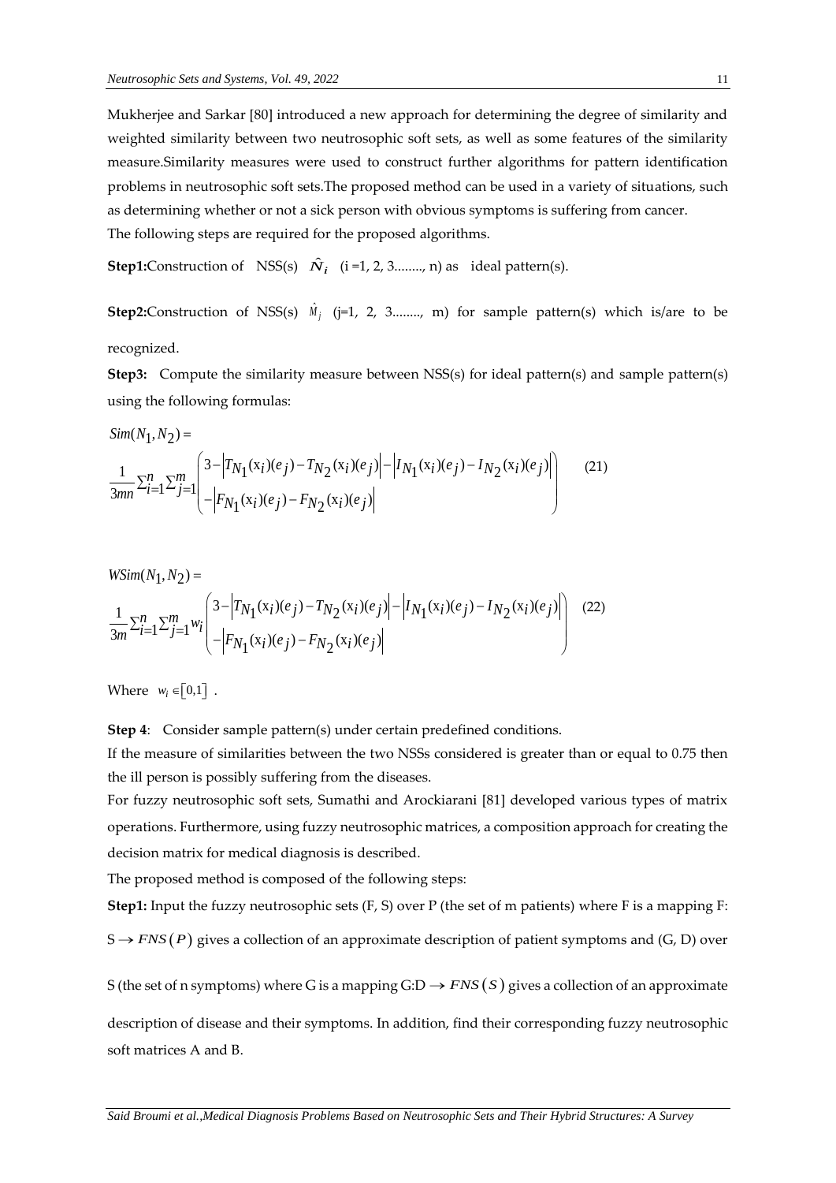Mukherjee and Sarkar [80] introduced a new approach for determining the degree of similarity and weighted similarity between two neutrosophic soft sets, as well as some features of the similarity measure.Similarity measures were used to construct further algorithms for pattern identification problems in neutrosophic soft sets.The proposed method can be used in a variety of situations, such as determining whether or not a sick person with obvious symptoms is suffering from cancer.
The following steps are required for the proposed algorithms.

**Step1:**Construction of NSS(s) $\hat{N}_i$ (i =1, 2, 3........, n) as ideal pattern(s).

**Step2:**Construction of NSS(s) $\hat{M}_j$ (j=1, 2, 3........, m) for sample pattern(s) which is/are to be recognized.

**Step3:** Compute the similarity measure between NSS(s) for ideal pattern(s) and sample pattern(s) using the following formulas:

$$Sim(N_1, N_2) = \frac{1}{3mn}\sum_{i=1}^{n}\sum_{j=1}^{m}\begin{pmatrix} 3-\left|T_{N_1}(x_i)(e_j)-T_{N_2}(x_i)(e_j)\right|-\left|I_{N_1}(x_i)(e_j)-I_{N_2}(x_i)(e_j)\right| \\ -\left|F_{N_1}(x_i)(e_j)-F_{N_2}(x_i)(e_j)\right| \end{pmatrix} \quad (21)$$

$$WSim(N_1, N_2) = \frac{1}{3m}\sum_{i=1}^{n}\sum_{j=1}^{m}w_i\begin{pmatrix} 3-\left|T_{N_1}(x_i)(e_j)-T_{N_2}(x_i)(e_j)\right|-\left|I_{N_1}(x_i)(e_j)-I_{N_2}(x_i)(e_j)\right| \\ -\left|F_{N_1}(x_i)(e_j)-F_{N_2}(x_i)(e_j)\right| \end{pmatrix} \quad (22)$$

Where $w_i \in [0,1]$ .

**Step 4**: Consider sample pattern(s) under certain predefined conditions.
If the measure of similarities between the two NSSs considered is greater than or equal to 0.75 then the ill person is possibly suffering from the diseases.
For fuzzy neutrosophic soft sets, Sumathi and Arockiarani [81] developed various types of matrix operations. Furthermore, using fuzzy neutrosophic matrices, a composition approach for creating the decision matrix for medical diagnosis is described.
The proposed method is composed of the following steps:
**Step1:** Input the fuzzy neutrosophic sets (F, S) over P (the set of m patients) where F is a mapping F: $S \rightarrow FNS(P)$ gives a collection of an approximate description of patient symptoms and (G, D) over S (the set of n symptoms) where G is a mapping G:D $\rightarrow FNS(S)$ gives a collection of an approximate description of disease and their symptoms. In addition, find their corresponding fuzzy neutrosophic soft matrices A and B.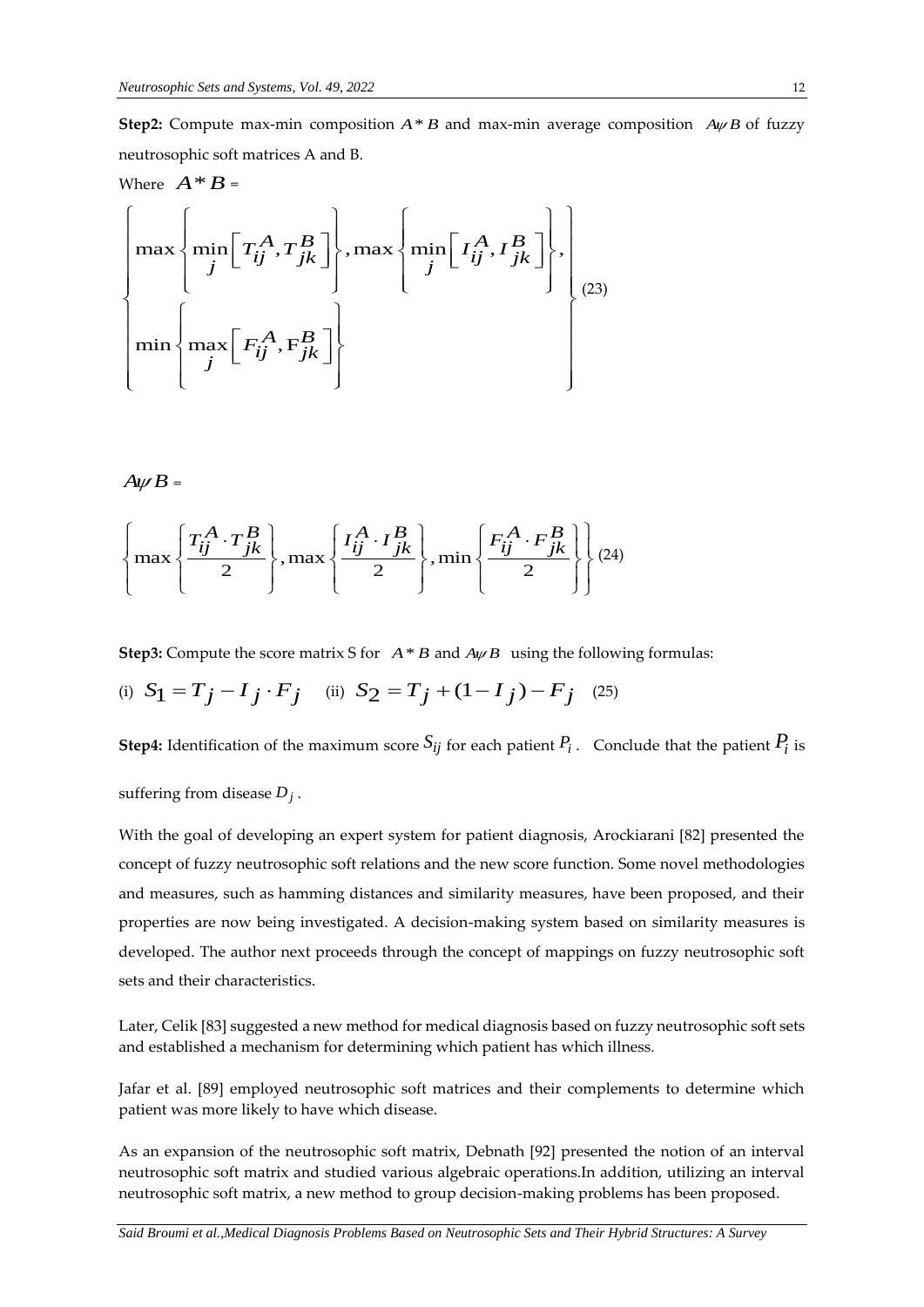**Step2:** Compute max-min composition $A * B$ and max-min average composition $A\psi B$ of fuzzy neutrosophic soft matrices A and B.

Where $A * B$ =

$$\left\{ \begin{array}{l} \max \left\{ \min\limits_{j} \left[ T_{ij}^{A}, T_{jk}^{B} \right] \right\}, \max \left\{ \min\limits_{j} \left[ I_{ij}^{A}, I_{jk}^{B} \right] \right\}, \\ \min \left\{ \max\limits_{j} \left[ F_{ij}^{A}, \mathrm{F}_{jk}^{B} \right] \right\} \end{array} \right\} \quad (23)$$

$A\psi B$ =

$$\left\{ \max \left\{ \frac{T_{ij}^{A} \cdot T_{jk}^{B}}{2} \right\}, \max \left\{ \frac{I_{ij}^{A} \cdot I_{jk}^{B}}{2} \right\}, \min \left\{ \frac{F_{ij}^{A} \cdot F_{jk}^{B}}{2} \right\} \right\} \quad (24)$$

**Step3:** Compute the score matrix S for $A * B$ and $A\psi B$ using the following formulas:

(i) $S_1 = T_j - I_j \cdot F_j$ (ii) $S_2 = T_j + (1 - I_j) - F_j$ (25)

**Step4:** Identification of the maximum score $S_{ij}$ for each patient $P_i$. Conclude that the patient $P_i$ is suffering from disease $D_j$.

With the goal of developing an expert system for patient diagnosis, Arockiarani [82] presented the concept of fuzzy neutrosophic soft relations and the new score function. Some novel methodologies and measures, such as hamming distances and similarity measures, have been proposed, and their properties are now being investigated. A decision-making system based on similarity measures is developed. The author next proceeds through the concept of mappings on fuzzy neutrosophic soft sets and their characteristics.

Later, Celik [83] suggested a new method for medical diagnosis based on fuzzy neutrosophic soft sets and established a mechanism for determining which patient has which illness.

Jafar et al. [89] employed neutrosophic soft matrices and their complements to determine which patient was more likely to have which disease.

As an expansion of the neutrosophic soft matrix, Debnath [92] presented the notion of an interval neutrosophic soft matrix and studied various algebraic operations.In addition, utilizing an interval neutrosophic soft matrix, a new method to group decision-making problems has been proposed.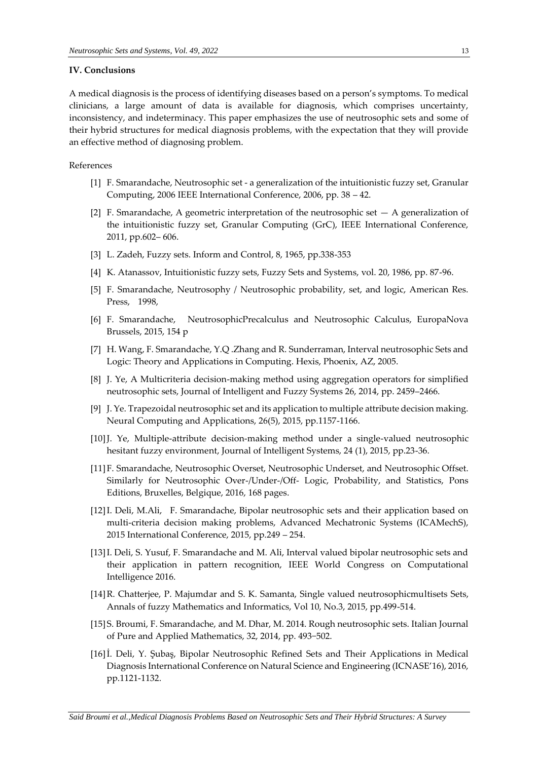## IV. Conclusions

A medical diagnosis is the process of identifying diseases based on a person's symptoms. To medical clinicians, a large amount of data is available for diagnosis, which comprises uncertainty, inconsistency, and indeterminacy. This paper emphasizes the use of neutrosophic sets and some of their hybrid structures for medical diagnosis problems, with the expectation that they will provide an effective method of diagnosing problem.

References

[1] F. Smarandache, Neutrosophic set - a generalization of the intuitionistic fuzzy set, Granular Computing, 2006 IEEE International Conference, 2006, pp. 38 – 42.

[2] F. Smarandache, A geometric interpretation of the neutrosophic set — A generalization of the intuitionistic fuzzy set, Granular Computing (GrC), IEEE International Conference, 2011, pp.602– 606.

[3] L. Zadeh, Fuzzy sets. Inform and Control, 8, 1965, pp.338-353

[4] K. Atanassov, Intuitionistic fuzzy sets, Fuzzy Sets and Systems, vol. 20, 1986, pp. 87-96.

[5] F. Smarandache, Neutrosophy / Neutrosophic probability, set, and logic, American Res. Press, 1998,

[6] F. Smarandache, NeutrosophicPrecalculus and Neutrosophic Calculus, EuropaNova Brussels, 2015, 154 p

[7] H. Wang, F. Smarandache, Y.Q .Zhang and R. Sunderraman, Interval neutrosophic Sets and Logic: Theory and Applications in Computing. Hexis, Phoenix, AZ, 2005.

[8] J. Ye, A Multicriteria decision-making method using aggregation operators for simplified neutrosophic sets, Journal of Intelligent and Fuzzy Systems 26, 2014, pp. 2459–2466.

[9] J. Ye. Trapezoidal neutrosophic set and its application to multiple attribute decision making. Neural Computing and Applications, 26(5), 2015, pp.1157-1166.

[10] J. Ye, Multiple-attribute decision-making method under a single-valued neutrosophic hesitant fuzzy environment, Journal of Intelligent Systems, 24 (1), 2015, pp.23-36.

[11] F. Smarandache, Neutrosophic Overset, Neutrosophic Underset, and Neutrosophic Offset. Similarly for Neutrosophic Over-/Under-/Off- Logic, Probability, and Statistics, Pons Editions, Bruxelles, Belgique, 2016, 168 pages.

[12] I. Deli, M.Ali, F. Smarandache, Bipolar neutrosophic sets and their application based on multi-criteria decision making problems, Advanced Mechatronic Systems (ICAMechS), 2015 International Conference, 2015, pp.249 – 254.

[13] I. Deli, S. Yusuf, F. Smarandache and M. Ali, Interval valued bipolar neutrosophic sets and their application in pattern recognition, IEEE World Congress on Computational Intelligence 2016.

[14] R. Chatterjee, P. Majumdar and S. K. Samanta, Single valued neutrosophicmultisets Sets, Annals of fuzzy Mathematics and Informatics, Vol 10, No.3, 2015, pp.499-514.

[15] S. Broumi, F. Smarandache, and M. Dhar, M. 2014. Rough neutrosophic sets. Italian Journal of Pure and Applied Mathematics, 32, 2014, pp. 493−502.

[16] İ. Deli, Y. Şubaş, Bipolar Neutrosophic Refined Sets and Their Applications in Medical Diagnosis International Conference on Natural Science and Engineering (ICNASE'16), 2016, pp.1121-1132.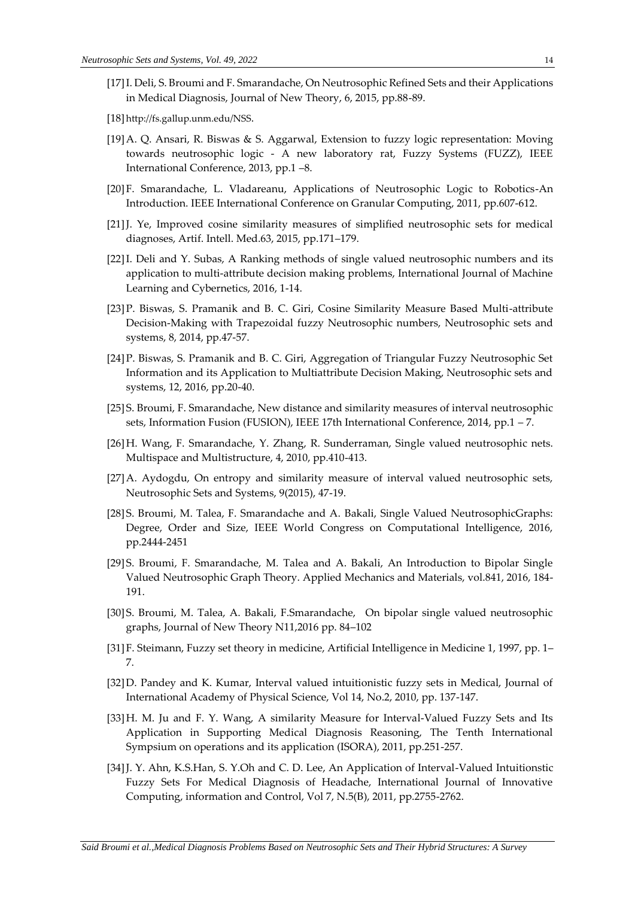[17] I. Deli, S. Broumi and F. Smarandache, On Neutrosophic Refined Sets and their Applications in Medical Diagnosis, Journal of New Theory, 6, 2015, pp.88-89.

[18] http://fs.gallup.unm.edu/NSS.

[19] A. Q. Ansari, R. Biswas & S. Aggarwal, Extension to fuzzy logic representation: Moving towards neutrosophic logic - A new laboratory rat, Fuzzy Systems (FUZZ), IEEE International Conference, 2013, pp.1 –8.

[20] F. Smarandache, L. Vladareanu, Applications of Neutrosophic Logic to Robotics-An Introduction. IEEE International Conference on Granular Computing, 2011, pp.607-612.

[21] J. Ye, Improved cosine similarity measures of simplified neutrosophic sets for medical diagnoses, Artif. Intell. Med.63, 2015, pp.171–179.

[22] I. Deli and Y. Subas, A Ranking methods of single valued neutrosophic numbers and its application to multi-attribute decision making problems, International Journal of Machine Learning and Cybernetics, 2016, 1-14.

[23] P. Biswas, S. Pramanik and B. C. Giri, Cosine Similarity Measure Based Multi-attribute Decision-Making with Trapezoidal fuzzy Neutrosophic numbers, Neutrosophic sets and systems, 8, 2014, pp.47-57.

[24] P. Biswas, S. Pramanik and B. C. Giri, Aggregation of Triangular Fuzzy Neutrosophic Set Information and its Application to Multiattribute Decision Making, Neutrosophic sets and systems, 12, 2016, pp.20-40.

[25] S. Broumi, F. Smarandache, New distance and similarity measures of interval neutrosophic sets, Information Fusion (FUSION), IEEE 17th International Conference, 2014, pp.1 – 7.

[26] H. Wang, F. Smarandache, Y. Zhang, R. Sunderraman, Single valued neutrosophic nets. Multispace and Multistructure, 4, 2010, pp.410-413.

[27] A. Aydogdu, On entropy and similarity measure of interval valued neutrosophic sets, Neutrosophic Sets and Systems, 9(2015), 47-19.

[28] S. Broumi, M. Talea, F. Smarandache and A. Bakali, Single Valued NeutrosophicGraphs: Degree, Order and Size, IEEE World Congress on Computational Intelligence, 2016, pp.2444-2451

[29] S. Broumi, F. Smarandache, M. Talea and A. Bakali, An Introduction to Bipolar Single Valued Neutrosophic Graph Theory. Applied Mechanics and Materials, vol.841, 2016, 184-191.

[30] S. Broumi, M. Talea, A. Bakali, F.Smarandache, On bipolar single valued neutrosophic graphs, Journal of New Theory N11,2016 pp. 84–102

[31] F. Steimann, Fuzzy set theory in medicine, Artificial Intelligence in Medicine 1, 1997, pp. 1–7.

[32] D. Pandey and K. Kumar, Interval valued intuitionistic fuzzy sets in Medical, Journal of International Academy of Physical Science, Vol 14, No.2, 2010, pp. 137-147.

[33] H. M. Ju and F. Y. Wang, A similarity Measure for Interval-Valued Fuzzy Sets and Its Application in Supporting Medical Diagnosis Reasoning, The Tenth International Sympsium on operations and its application (ISORA), 2011, pp.251-257.

[34] J. Y. Ahn, K.S.Han, S. Y.Oh and C. D. Lee, An Application of Interval-Valued Intuitionstic Fuzzy Sets For Medical Diagnosis of Headache, International Journal of Innovative Computing, information and Control, Vol 7, N.5(B), 2011, pp.2755-2762.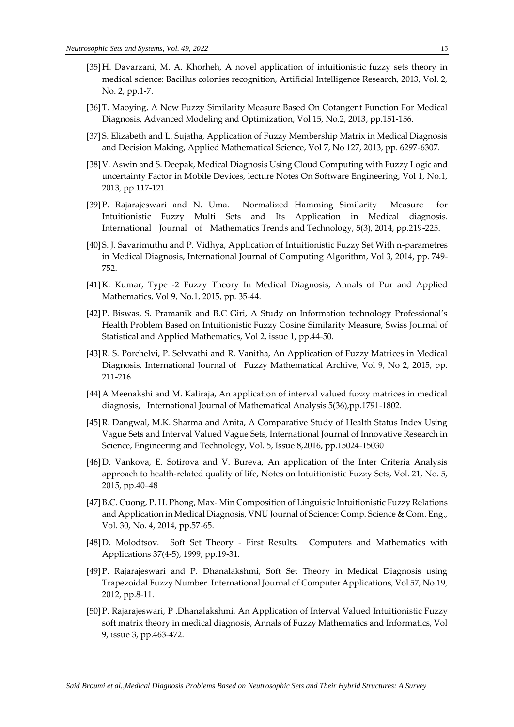[35] H. Davarzani, M. A. Khorheh, A novel application of intuitionistic fuzzy sets theory in medical science: Bacillus colonies recognition, Artificial Intelligence Research, 2013, Vol. 2, No. 2, pp.1-7.

[36] T. Maoying, A New Fuzzy Similarity Measure Based On Cotangent Function For Medical Diagnosis, Advanced Modeling and Optimization, Vol 15, No.2, 2013, pp.151-156.

[37] S. Elizabeth and L. Sujatha, Application of Fuzzy Membership Matrix in Medical Diagnosis and Decision Making, Applied Mathematical Science, Vol 7, No 127, 2013, pp. 6297-6307.

[38] V. Aswin and S. Deepak, Medical Diagnosis Using Cloud Computing with Fuzzy Logic and uncertainty Factor in Mobile Devices, lecture Notes On Software Engineering, Vol 1, No.1, 2013, pp.117-121.

[39] P. Rajarajeswari and N. Uma. Normalized Hamming Similarity Measure for Intuitionistic Fuzzy Multi Sets and Its Application in Medical diagnosis. International Journal of Mathematics Trends and Technology, 5(3), 2014, pp.219-225.

[40] S. J. Savarimuthu and P. Vidhya, Application of Intuitionistic Fuzzy Set With n-parametres in Medical Diagnosis, International Journal of Computing Algorithm, Vol 3, 2014, pp. 749-752.

[41] K. Kumar, Type -2 Fuzzy Theory In Medical Diagnosis, Annals of Pur and Applied Mathematics, Vol 9, No.1, 2015, pp. 35-44.

[42] P. Biswas, S. Pramanik and B.C Giri, A Study on Information technology Professional's Health Problem Based on Intuitionistic Fuzzy Cosine Similarity Measure, Swiss Journal of Statistical and Applied Mathematics, Vol 2, issue 1, pp.44-50.

[43] R. S. Porchelvi, P. Selvvathi and R. Vanitha, An Application of Fuzzy Matrices in Medical Diagnosis, International Journal of Fuzzy Mathematical Archive, Vol 9, No 2, 2015, pp. 211-216.

[44] A Meenakshi and M. Kaliraja, An application of interval valued fuzzy matrices in medical diagnosis, International Journal of Mathematical Analysis 5(36),pp.1791-1802.

[45] R. Dangwal, M.K. Sharma and Anita, A Comparative Study of Health Status Index Using Vague Sets and Interval Valued Vague Sets, International Journal of Innovative Research in Science, Engineering and Technology, Vol. 5, Issue 8,2016, pp.15024-15030

[46] D. Vankova, E. Sotirova and V. Bureva, An application of the Inter Criteria Analysis approach to health-related quality of life, Notes on Intuitionistic Fuzzy Sets, Vol. 21, No. 5, 2015, pp.40–48

[47] B.C. Cuong, P. H. Phong, Max- Min Composition of Linguistic Intuitionistic Fuzzy Relations and Application in Medical Diagnosis, VNU Journal of Science: Comp. Science & Com. Eng., Vol. 30, No. 4, 2014, pp.57-65.

[48] D. Molodtsov. Soft Set Theory - First Results. Computers and Mathematics with Applications 37(4-5), 1999, pp.19-31.

[49] P. Rajarajeswari and P. Dhanalakshmi, Soft Set Theory in Medical Diagnosis using Trapezoidal Fuzzy Number. International Journal of Computer Applications, Vol 57, No.19, 2012, pp.8-11.

[50] P. Rajarajeswari, P .Dhanalakshmi, An Application of Interval Valued Intuitionistic Fuzzy soft matrix theory in medical diagnosis, Annals of Fuzzy Mathematics and Informatics, Vol 9, issue 3, pp.463-472.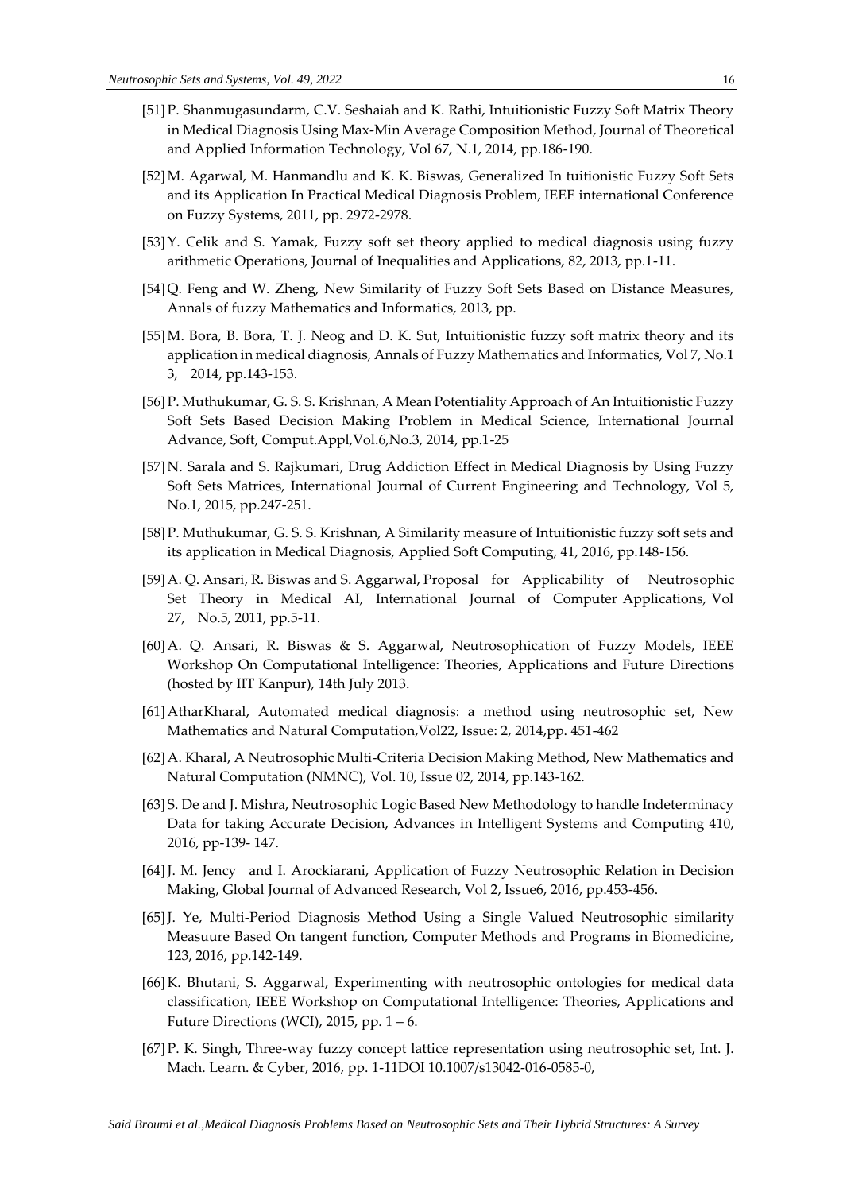[51] P. Shanmugasundarm, C.V. Seshaiah and K. Rathi, Intuitionistic Fuzzy Soft Matrix Theory in Medical Diagnosis Using Max-Min Average Composition Method, Journal of Theoretical and Applied Information Technology, Vol 67, N.1, 2014, pp.186-190.

[52] M. Agarwal, M. Hanmandlu and K. K. Biswas, Generalized In tuitionistic Fuzzy Soft Sets and its Application In Practical Medical Diagnosis Problem, IEEE international Conference on Fuzzy Systems, 2011, pp. 2972-2978.

[53] Y. Celik and S. Yamak, Fuzzy soft set theory applied to medical diagnosis using fuzzy arithmetic Operations, Journal of Inequalities and Applications, 82, 2013, pp.1-11.

[54] Q. Feng and W. Zheng, New Similarity of Fuzzy Soft Sets Based on Distance Measures, Annals of fuzzy Mathematics and Informatics, 2013, pp.

[55] M. Bora, B. Bora, T. J. Neog and D. K. Sut, Intuitionistic fuzzy soft matrix theory and its application in medical diagnosis, Annals of Fuzzy Mathematics and Informatics, Vol 7, No.1 3, 2014, pp.143-153.

[56] P. Muthukumar, G. S. S. Krishnan, A Mean Potentiality Approach of An Intuitionistic Fuzzy Soft Sets Based Decision Making Problem in Medical Science, International Journal Advance, Soft, Comput.Appl,Vol.6,No.3, 2014, pp.1-25

[57] N. Sarala and S. Rajkumari, Drug Addiction Effect in Medical Diagnosis by Using Fuzzy Soft Sets Matrices, International Journal of Current Engineering and Technology, Vol 5, No.1, 2015, pp.247-251.

[58] P. Muthukumar, G. S. S. Krishnan, A Similarity measure of Intuitionistic fuzzy soft sets and its application in Medical Diagnosis, Applied Soft Computing, 41, 2016, pp.148-156.

[59] A. Q. Ansari, R. Biswas and S. Aggarwal, Proposal for Applicability of Neutrosophic Set Theory in Medical AI, International Journal of Computer Applications, Vol 27, No.5, 2011, pp.5-11.

[60] A. Q. Ansari, R. Biswas & S. Aggarwal, Neutrosophication of Fuzzy Models, IEEE Workshop On Computational Intelligence: Theories, Applications and Future Directions (hosted by IIT Kanpur), 14th July 2013.

[61] AtharKharal, Automated medical diagnosis: a method using neutrosophic set, New Mathematics and Natural Computation,Vol22, Issue: 2, 2014,pp. 451-462

[62] A. Kharal, A Neutrosophic Multi-Criteria Decision Making Method, New Mathematics and Natural Computation (NMNC), Vol. 10, Issue 02, 2014, pp.143-162.

[63] S. De and J. Mishra, Neutrosophic Logic Based New Methodology to handle Indeterminacy Data for taking Accurate Decision, Advances in Intelligent Systems and Computing 410, 2016, pp-139- 147.

[64] J. M. Jency and I. Arockiarani, Application of Fuzzy Neutrosophic Relation in Decision Making, Global Journal of Advanced Research, Vol 2, Issue6, 2016, pp.453-456.

[65] J. Ye, Multi-Period Diagnosis Method Using a Single Valued Neutrosophic similarity Measuure Based On tangent function, Computer Methods and Programs in Biomedicine, 123, 2016, pp.142-149.

[66] K. Bhutani, S. Aggarwal, Experimenting with neutrosophic ontologies for medical data classification, IEEE Workshop on Computational Intelligence: Theories, Applications and Future Directions (WCI), 2015, pp. 1 – 6.

[67] P. K. Singh, Three-way fuzzy concept lattice representation using neutrosophic set, Int. J. Mach. Learn. & Cyber, 2016, pp. 1-11DOI 10.1007/s13042-016-0585-0,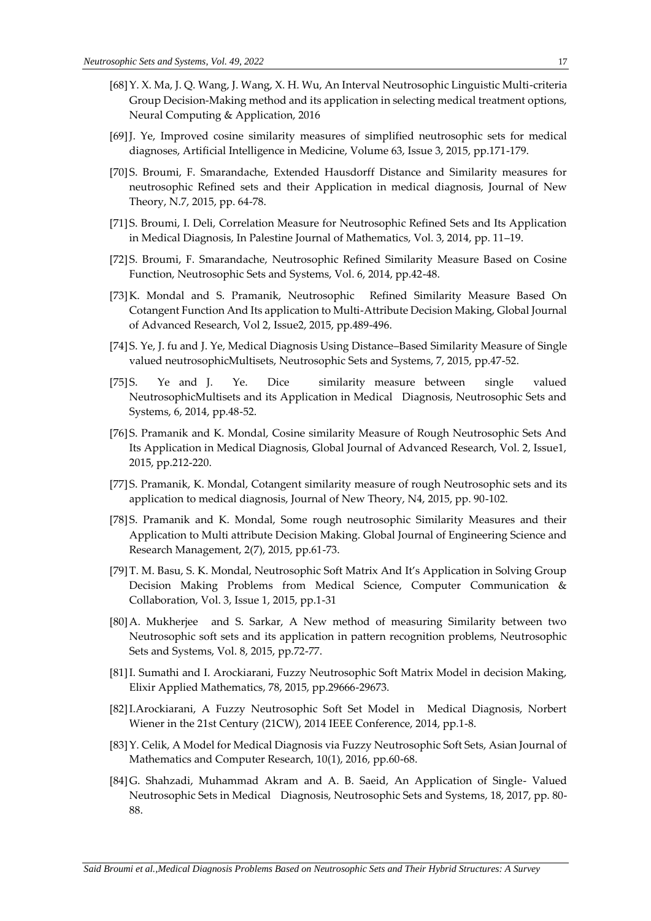[68] Y. X. Ma, J. Q. Wang, J. Wang, X. H. Wu, An Interval Neutrosophic Linguistic Multi-criteria Group Decision-Making method and its application in selecting medical treatment options, Neural Computing & Application, 2016

[69] J. Ye, Improved cosine similarity measures of simplified neutrosophic sets for medical diagnoses, Artificial Intelligence in Medicine, Volume 63, Issue 3, 2015, pp.171-179.

[70] S. Broumi, F. Smarandache, Extended Hausdorff Distance and Similarity measures for neutrosophic Refined sets and their Application in medical diagnosis, Journal of New Theory, N.7, 2015, pp. 64-78.

[71] S. Broumi, I. Deli, Correlation Measure for Neutrosophic Refined Sets and Its Application in Medical Diagnosis, In Palestine Journal of Mathematics, Vol. 3, 2014, pp. 11–19.

[72] S. Broumi, F. Smarandache, Neutrosophic Refined Similarity Measure Based on Cosine Function, Neutrosophic Sets and Systems, Vol. 6, 2014, pp.42-48.

[73] K. Mondal and S. Pramanik, Neutrosophic Refined Similarity Measure Based On Cotangent Function And Its application to Multi-Attribute Decision Making, Global Journal of Advanced Research, Vol 2, Issue2, 2015, pp.489-496.

[74] S. Ye, J. fu and J. Ye, Medical Diagnosis Using Distance–Based Similarity Measure of Single valued neutrosophicMultisets, Neutrosophic Sets and Systems, 7, 2015, pp.47-52.

[75] S. Ye and J. Ye. Dice similarity measure between single valued NeutrosophicMultisets and its Application in Medical Diagnosis, Neutrosophic Sets and Systems, 6, 2014, pp.48-52.

[76] S. Pramanik and K. Mondal, Cosine similarity Measure of Rough Neutrosophic Sets And Its Application in Medical Diagnosis, Global Journal of Advanced Research, Vol. 2, Issue1, 2015, pp.212-220.

[77] S. Pramanik, K. Mondal, Cotangent similarity measure of rough Neutrosophic sets and its application to medical diagnosis, Journal of New Theory, N4, 2015, pp. 90-102.

[78] S. Pramanik and K. Mondal, Some rough neutrosophic Similarity Measures and their Application to Multi attribute Decision Making. Global Journal of Engineering Science and Research Management, 2(7), 2015, pp.61-73.

[79] T. M. Basu, S. K. Mondal, Neutrosophic Soft Matrix And It's Application in Solving Group Decision Making Problems from Medical Science, Computer Communication & Collaboration, Vol. 3, Issue 1, 2015, pp.1-31

[80] A. Mukherjee and S. Sarkar, A New method of measuring Similarity between two Neutrosophic soft sets and its application in pattern recognition problems, Neutrosophic Sets and Systems, Vol. 8, 2015, pp.72-77.

[81] I. Sumathi and I. Arockiarani, Fuzzy Neutrosophic Soft Matrix Model in decision Making, Elixir Applied Mathematics, 78, 2015, pp.29666-29673.

[82] I.Arockiarani, A Fuzzy Neutrosophic Soft Set Model in Medical Diagnosis, Norbert Wiener in the 21st Century (21CW), 2014 IEEE Conference, 2014, pp.1-8.

[83] Y. Celik, A Model for Medical Diagnosis via Fuzzy Neutrosophic Soft Sets, Asian Journal of Mathematics and Computer Research, 10(1), 2016, pp.60-68.

[84] G. Shahzadi, Muhammad Akram and A. B. Saeid, An Application of Single- Valued Neutrosophic Sets in Medical Diagnosis, Neutrosophic Sets and Systems, 18, 2017, pp. 80-88.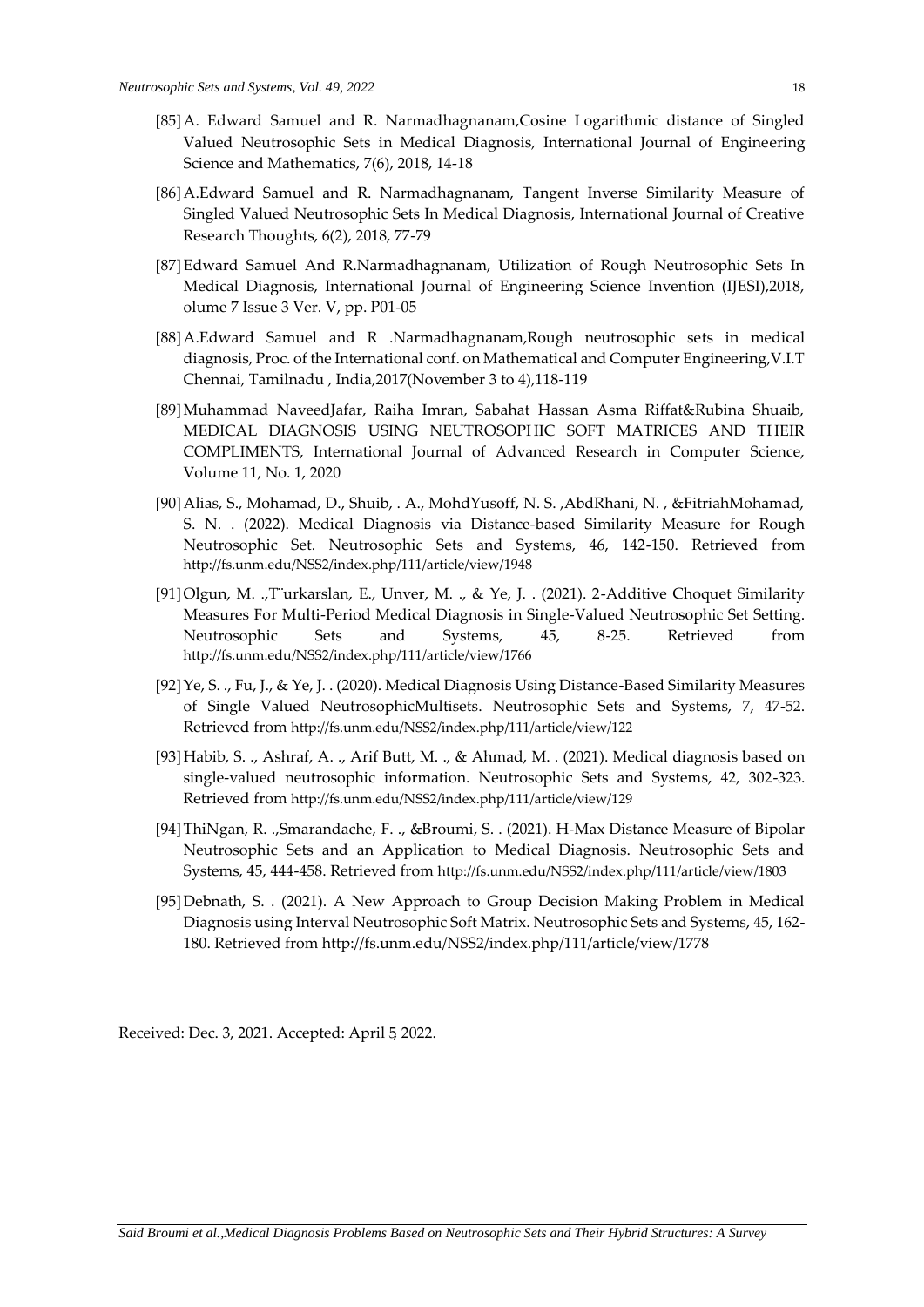[85] A. Edward Samuel and R. Narmadhagnanam,Cosine Logarithmic distance of Singled Valued Neutrosophic Sets in Medical Diagnosis, International Journal of Engineering Science and Mathematics, 7(6), 2018, 14-18

[86] A.Edward Samuel and R. Narmadhagnanam, Tangent Inverse Similarity Measure of Singled Valued Neutrosophic Sets In Medical Diagnosis, International Journal of Creative Research Thoughts, 6(2), 2018, 77-79

[87] Edward Samuel And R.Narmadhagnanam, Utilization of Rough Neutrosophic Sets In Medical Diagnosis, International Journal of Engineering Science Invention (IJESI),2018, olume 7 Issue 3 Ver. V, pp. P01-05

[88] A.Edward Samuel and R .Narmadhagnanam,Rough neutrosophic sets in medical diagnosis, Proc. of the International conf. on Mathematical and Computer Engineering,V.I.T Chennai, Tamilnadu , India,2017(November 3 to 4),118-119

[89] Muhammad NaveedJafar, Raiha Imran, Sabahat Hassan Asma Riffat&Rubina Shuaib, MEDICAL DIAGNOSIS USING NEUTROSOPHIC SOFT MATRICES AND THEIR COMPLIMENTS, International Journal of Advanced Research in Computer Science, Volume 11, No. 1, 2020

[90] Alias, S., Mohamad, D., Shuib, . A., MohdYusoff, N. S. ,AbdRhani, N. , &FitriahMohamad, S. N. . (2022). Medical Diagnosis via Distance-based Similarity Measure for Rough Neutrosophic Set. Neutrosophic Sets and Systems, 46, 142-150. Retrieved from http://fs.unm.edu/NSS2/index.php/111/article/view/1948

[91] Olgun, M. .,T¨urkarslan, E., Unver, M. ., & Ye, J. . (2021). 2-Additive Choquet Similarity Measures For Multi-Period Medical Diagnosis in Single-Valued Neutrosophic Set Setting. Neutrosophic Sets and Systems, 45, 8-25. Retrieved from http://fs.unm.edu/NSS2/index.php/111/article/view/1766

[92] Ye, S. ., Fu, J., & Ye, J. . (2020). Medical Diagnosis Using Distance-Based Similarity Measures of Single Valued NeutrosophicMultisets. Neutrosophic Sets and Systems, 7, 47-52. Retrieved from http://fs.unm.edu/NSS2/index.php/111/article/view/122

[93] Habib, S. ., Ashraf, A. ., Arif Butt, M. ., & Ahmad, M. . (2021). Medical diagnosis based on single-valued neutrosophic information. Neutrosophic Sets and Systems, 42, 302-323. Retrieved from http://fs.unm.edu/NSS2/index.php/111/article/view/129

[94] ThiNgan, R. .,Smarandache, F. ., &Broumi, S. . (2021). H-Max Distance Measure of Bipolar Neutrosophic Sets and an Application to Medical Diagnosis. Neutrosophic Sets and Systems, 45, 444-458. Retrieved from http://fs.unm.edu/NSS2/index.php/111/article/view/1803

[95] Debnath, S. . (2021). A New Approach to Group Decision Making Problem in Medical Diagnosis using Interval Neutrosophic Soft Matrix. Neutrosophic Sets and Systems, 45, 162-180. Retrieved from http://fs.unm.edu/NSS2/index.php/111/article/view/1778

Received: Dec. 3, 2021. Accepted: April 5, 2022.